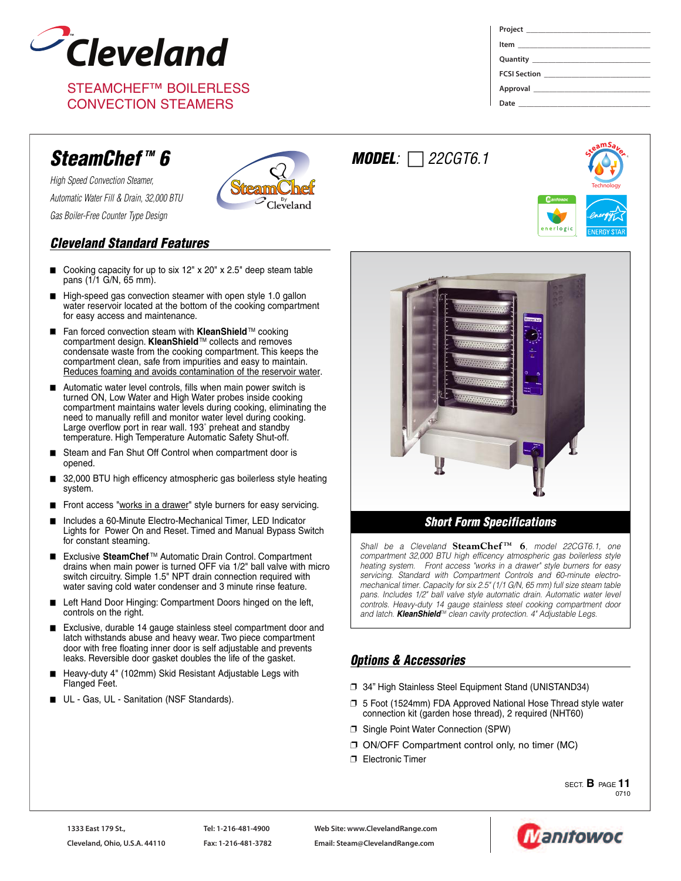# Cleveland

STEAMCHEF™ BOILERLESS CONVECTION STEAMERS

| | |
|---|---|
| Project | |
| Item | |
| Quantity | |
| FCSI Section | |
| Approval | |
| Date | |

## SteamChef™ 6

*High Speed Convection Steamer,*
*Automatic Water Fill & Drain, 32,000 BTU*
*Gas Boiler-Free Counter Type Design*

**MODEL:** ☐ 22CGT6.1

### Cleveland Standard Features

- Cooking capacity for up to six 12" x 20" x 2.5" deep steam table pans (1/1 G/N, 65 mm).
- High-speed gas convection steamer with open style 1.0 gallon water reservoir located at the bottom of the cooking compartment for easy access and maintenance.
- Fan forced convection steam with **KleanShield**™ cooking compartment design. **KleanShield**™ collects and removes condensate waste from the cooking compartment. This keeps the compartment clean, safe from impurities and easy to maintain. Reduces foaming and avoids contamination of the reservoir water.
- Automatic water level controls, fills when main power switch is turned ON, Low Water and High Water probes inside cooking compartment maintains water levels during cooking, eliminating the need to manually refill and monitor water level during cooking. Large overflow port in rear wall. 193˚ preheat and standby temperature. High Temperature Automatic Safety Shut-off.
- Steam and Fan Shut Off Control when compartment door is opened.
- 32,000 BTU high efficency atmospheric gas boilerless style heating system.
- Front access "works in a drawer" style burners for easy servicing.
- Includes a 60-Minute Electro-Mechanical Timer, LED Indicator Lights for Power On and Reset. Timed and Manual Bypass Switch for constant steaming.
- Exclusive **SteamChef**™ Automatic Drain Control. Compartment drains when main power is turned OFF via 1/2" ball valve with micro switch circuitry. Simple 1.5" NPT drain connection required with water saving cold water condenser and 3 minute rinse feature.
- Left Hand Door Hinging: Compartment Doors hinged on the left, controls on the right.
- Exclusive, durable 14 gauge stainless steel compartment door and latch withstands abuse and heavy wear. Two piece compartment door with free floating inner door is self adjustable and prevents leaks. Reversible door gasket doubles the life of the gasket.
- Heavy-duty 4" (102mm) Skid Resistant Adjustable Legs with Flanged Feet.
- UL - Gas, UL - Sanitation (NSF Standards).

### Short Form Specifications

*Shall be a Cleveland **SteamChef™ 6**, model 22CGT6.1, one compartment 32,000 BTU high efficency atmospheric gas boilerless style heating system. Front access "works in a drawer" style burners for easy servicing. Standard with Compartment Controls and 60-minute electro-mechanical timer. Capacity for six 2.5" (1/1 G/N, 65 mm) full size steam table pans. Includes 1/2" ball valve style automatic drain. Automatic water level controls. Heavy-duty 14 gauge stainless steel cooking compartment door and latch. **KleanShield**™ clean cavity protection. 4" Adjustable Legs.*

### Options & Accessories

- ❒ 34" High Stainless Steel Equipment Stand (UNISTAND34)
- ❒ 5 Foot (1524mm) FDA Approved National Hose Thread style water connection kit (garden hose thread), 2 required (NHT60)
- ❒ Single Point Water Connection (SPW)
- ❒ ON/OFF Compartment control only, no timer (MC)
- ❒ Electronic Timer

SECT. **B** PAGE **11**
0710

1333 East 179 St., Cleveland, Ohio, U.S.A. 44110
Tel: 1-216-481-4900
Fax: 1-216-481-3782
Web Site: www.ClevelandRange.com
Email: Steam@ClevelandRange.com

Manitowoc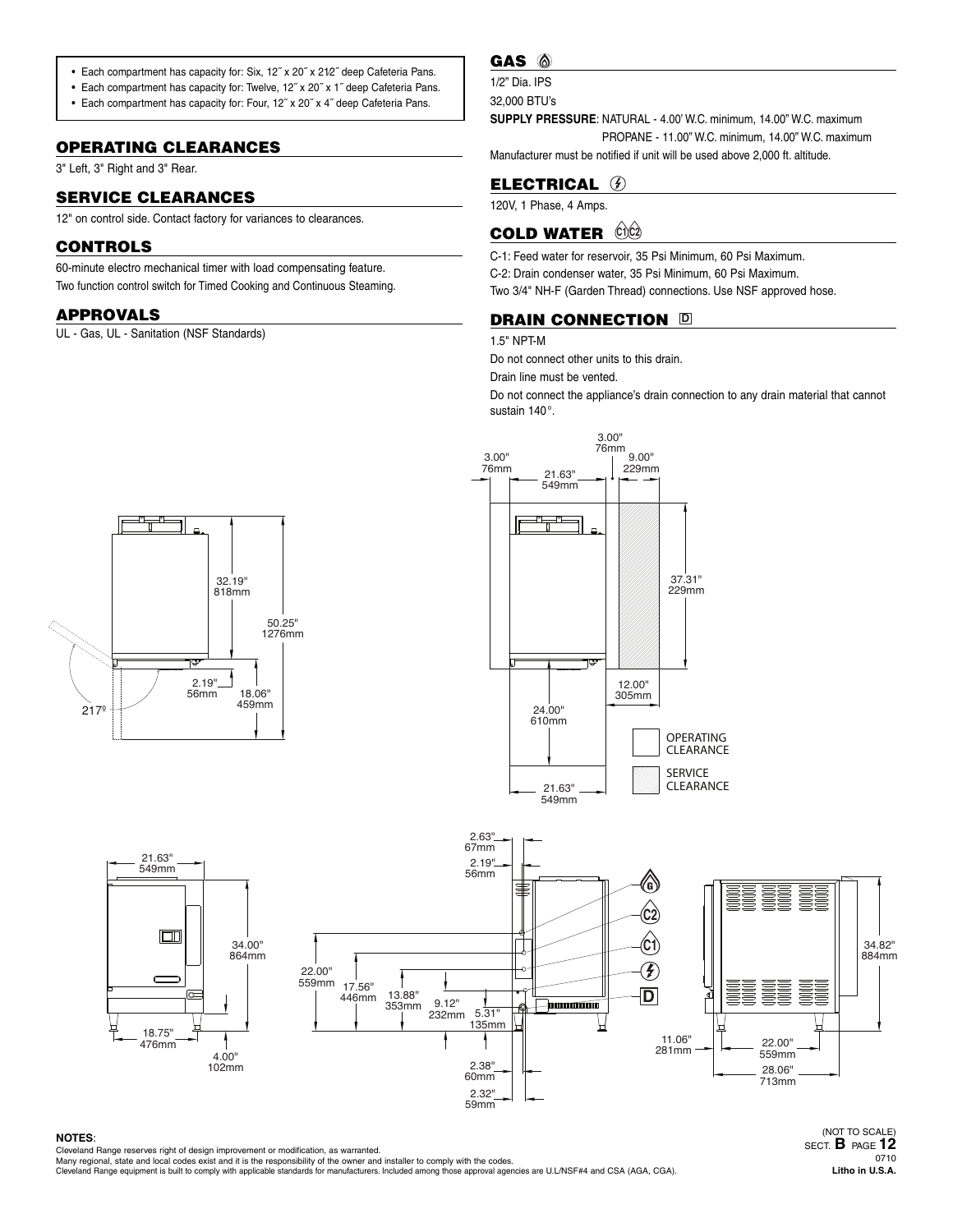- Each compartment has capacity for: Six, 12˝ x 20˝ x 2 1⁄2˝ deep Cafeteria Pans.
- Each compartment has capacity for: Twelve, 12˝ x 20˝ x 1˝ deep Cafeteria Pans.
- Each compartment has capacity for: Four, 12˝ x 20˝ x 4˝ deep Cafeteria Pans.

## OPERATING CLEARANCES

3" Left, 3" Right and 3" Rear.

## SERVICE CLEARANCES

12" on control side. Contact factory for variances to clearances.

## CONTROLS

60-minute electro mechanical timer with load compensating feature.

Two function control switch for Timed Cooking and Continuous Steaming.

## APPROVALS

UL - Gas, UL - Sanitation (NSF Standards)

## GAS

1/2" Dia. IPS

32,000 BTU's

**SUPPLY PRESSURE**: NATURAL - 4.00' W.C. minimum, 14.00" W.C. maximum
PROPANE - 11.00" W.C. minimum, 14.00" W.C. maximum

Manufacturer must be notified if unit will be used above 2,000 ft. altitude.

## ELECTRICAL

120V, 1 Phase, 4 Amps.

## COLD WATER

C-1: Feed water for reservoir, 35 Psi Minimum, 60 Psi Maximum.

C-2: Drain condenser water, 35 Psi Minimum, 60 Psi Maximum.

Two 3/4" NH-F (Garden Thread) connections. Use NSF approved hose.

## DRAIN CONNECTION

1.5" NPT-M

Do not connect other units to this drain.

Drain line must be vented.

Do not connect the appliance's drain connection to any drain material that cannot sustain 140°.

32.19" 818mm
50.25" 1276mm
2.19" 56mm
18.06" 459mm
217º

3.00" 76mm
3.00" 76mm
21.63" 549mm
9.00" 229mm
37.31" 229mm
12.00" 305mm
24.00" 610mm
21.63" 549mm
OPERATING CLEARANCE
SERVICE CLEARANCE

21.63" 549mm
34.00" 864mm
18.75" 476mm
4.00" 102mm

2.63" 67mm
2.19" 56mm
22.00" 559mm
17.56" 446mm
13.88" 353mm
9.12" 232mm
5.31" 135mm
2.38" 60mm
2.32" 59mm
G
C2
C1
D

34.82" 884mm
11.06" 281mm
22.00" 559mm
28.06" 713mm

**NOTES**:

Cleveland Range reserves right of design improvement or modification, as warranted.

Many regional, state and local codes exist and it is the responsibility of the owner and installer to comply with the codes.

Cleveland Range equipment is built to comply with applicable standards for manufacturers. Included among those approval agencies are U.L/NSF#4 and CSA (AGA, CGA).

(NOT TO SCALE)
SECT. **B** PAGE **12**
0710
**Litho in U.S.A.**